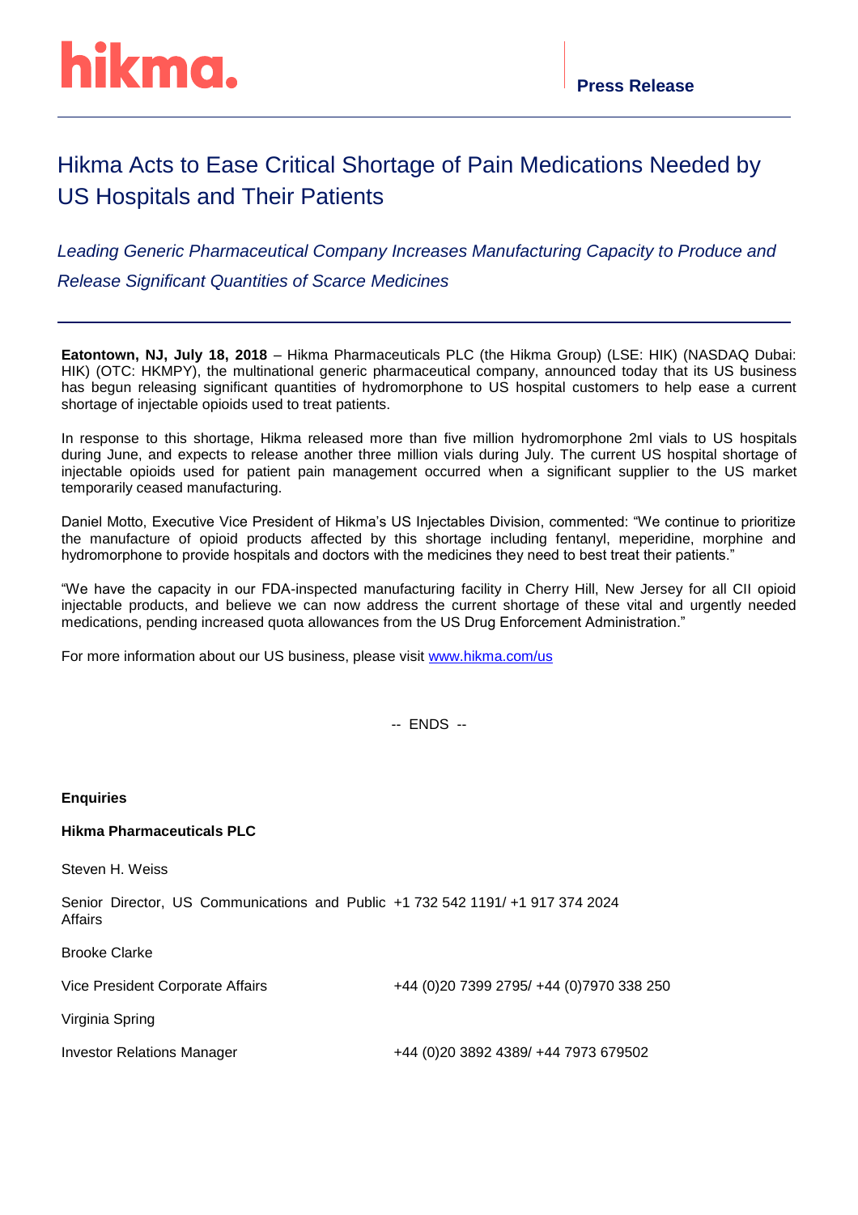hikma.

**Press Release**

# Hikma Acts to Ease Critical Shortage of Pain Medications Needed by US Hospitals and Their Patients

*Leading Generic Pharmaceutical Company Increases Manufacturing Capacity to Produce and Release Significant Quantities of Scarce Medicines*

**Eatontown, NJ, July 18, 2018** – Hikma Pharmaceuticals PLC (the Hikma Group) (LSE: HIK) (NASDAQ Dubai: HIK) (OTC: HKMPY), the multinational generic pharmaceutical company, announced today that its US business has begun releasing significant quantities of hydromorphone to US hospital customers to help ease a current shortage of injectable opioids used to treat patients.

In response to this shortage, Hikma released more than five million hydromorphone 2ml vials to US hospitals during June, and expects to release another three million vials during July. The current US hospital shortage of injectable opioids used for patient pain management occurred when a significant supplier to the US market temporarily ceased manufacturing.

Daniel Motto, Executive Vice President of Hikma's US Injectables Division, commented: "We continue to prioritize the manufacture of opioid products affected by this shortage including fentanyl, meperidine, morphine and hydromorphone to provide hospitals and doctors with the medicines they need to best treat their patients."

"We have the capacity in our FDA-inspected manufacturing facility in Cherry Hill, New Jersey for all CII opioid injectable products, and believe we can now address the current shortage of these vital and urgently needed medications, pending increased quota allowances from the US Drug Enforcement Administration."

For more information about our US business, please visit [www.hikma.com/us](www.hikma.com/us)

-- ENDS --

**Enquiries**

**Hikma Pharmaceuticals PLC**

Steven H. Weiss

| | |
|---|---|
| Senior Director, US Communications and Public Affairs | +1 732 542 1191/ +1 917 374 2024 |

Brooke Clarke

| | |
|---|---|
| Vice President Corporate Affairs | +44 (0)20 7399 2795/ +44 (0)7970 338 250 |

Virginia Spring

| | |
|---|---|
| Investor Relations Manager | +44 (0)20 3892 4389/ +44 7973 679502 |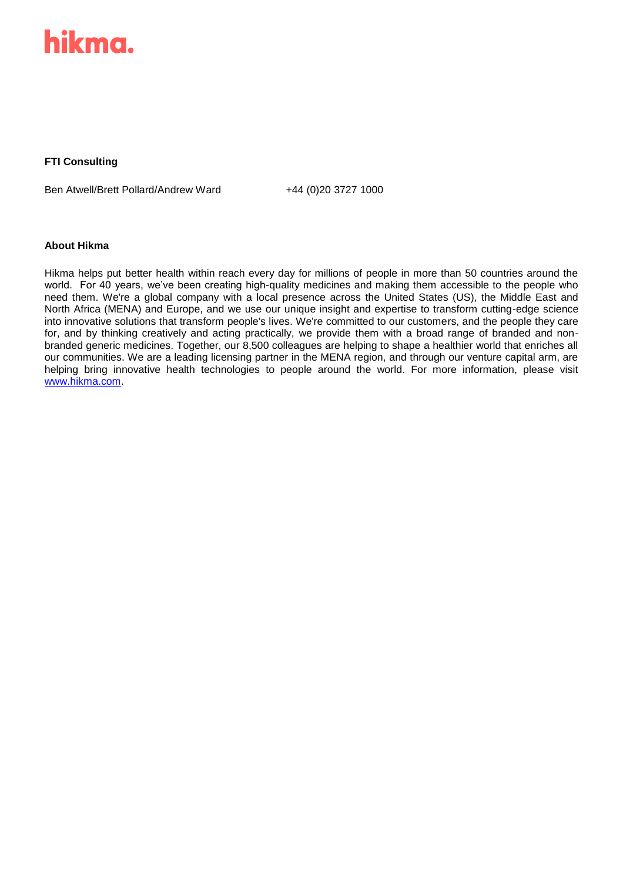**FTI Consulting**

Ben Atwell/Brett Pollard/Andrew Ward +44 (0)20 3727 1000

**About Hikma**

Hikma helps put better health within reach every day for millions of people in more than 50 countries around the world. For 40 years, we've been creating high-quality medicines and making them accessible to the people who need them. We're a global company with a local presence across the United States (US), the Middle East and North Africa (MENA) and Europe, and we use our unique insight and expertise to transform cutting-edge science into innovative solutions that transform people's lives. We're committed to our customers, and the people they care for, and by thinking creatively and acting practically, we provide them with a broad range of branded and non-branded generic medicines. Together, our 8,500 colleagues are helping to shape a healthier world that enriches all our communities. We are a leading licensing partner in the MENA region, and through our venture capital arm, are helping bring innovative health technologies to people around the world. For more information, please visit www.hikma.com.